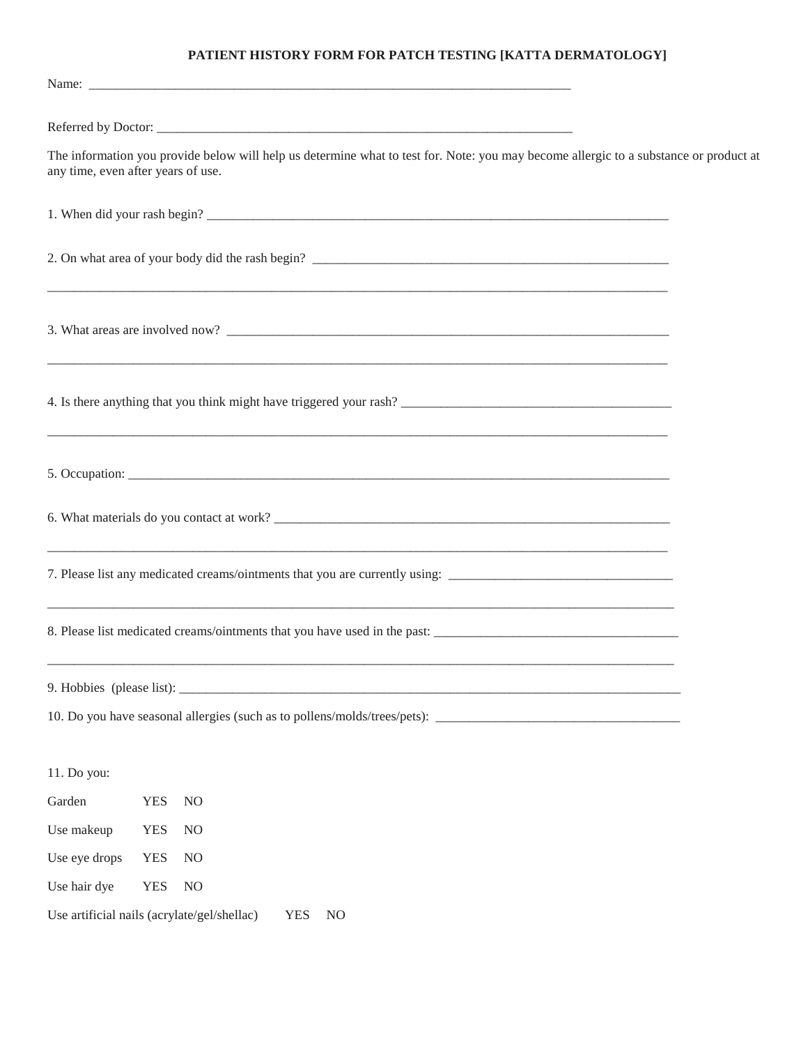# PATIENT HISTORY FORM FOR PATCH TESTING [KATTA DERMATOLOGY]

Name: ___________________________________________________________________________

Referred by Doctor: _________________________________________________________________

The information you provide below will help us determine what to test for. Note: you may become allergic to a substance or product at any time, even after years of use.

1. When did your rash begin? _________________________________________________________________________

2. On what area of your body did the rash begin? _________________________________________________________

_____________________________________________________________________________________________

3. What areas are involved now? ______________________________________________________________________

_____________________________________________________________________________________________

4. Is there anything that you think might have triggered your rash? __________________________________________

_____________________________________________________________________________________________

5. Occupation: _____________________________________________________________________________________

6. What materials do you contact at work? ______________________________________________________________

_____________________________________________________________________________________________

7. Please list any medicated creams/ointments that you are currently using: ___________________________________

_____________________________________________________________________________________________

8. Please list medicated creams/ointments that you have used in the past: _____________________________________

_____________________________________________________________________________________________

9. Hobbies (please list): _____________________________________________________________________________

10. Do you have seasonal allergies (such as to pollens/molds/trees/pets): ______________________________________

11. Do you:

Garden YES NO

Use makeup YES NO

Use eye drops YES NO

Use hair dye YES NO

Use artificial nails (acrylate/gel/shellac) YES NO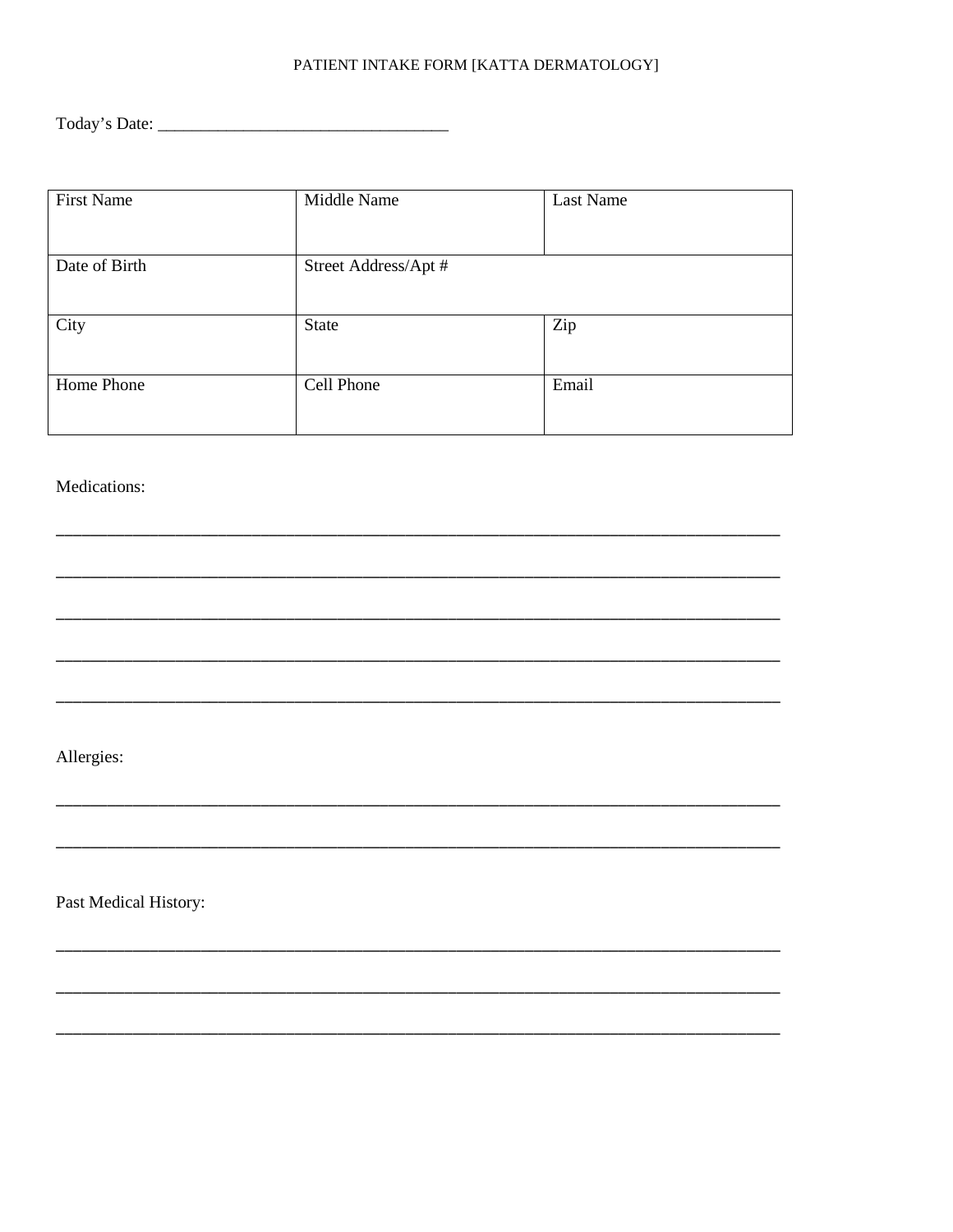PATIENT INTAKE FORM [KATTA DERMATOLOGY]

Today's Date: ________________________________

| | | |
|---|---|---|
| First Name | Middle Name | Last Name |
| Date of Birth | Street Address/Apt # | |
| City | State | Zip |
| Home Phone | Cell Phone | Email |

Medications:

________________________________________________________________________________

________________________________________________________________________________

________________________________________________________________________________

________________________________________________________________________________

________________________________________________________________________________

Allergies:

________________________________________________________________________________

________________________________________________________________________________

Past Medical History:

________________________________________________________________________________

________________________________________________________________________________

________________________________________________________________________________